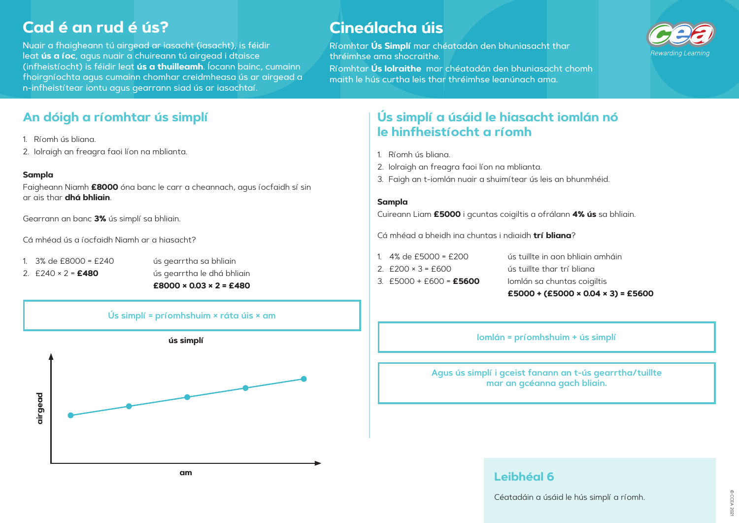# Cad é an rud é ús?

Nuair a fhaigheann tú airgead ar iasacht (iasacht), is féidir leat **ús a íoc**, agus nuair a chuireann tú airgead i dtaisce (infheistíocht) is féidir leat **ús a thuilleamh**. Íocann bainc, cumainn fhoirgníochta agus cumainn chomhar creidmheasa ús ar airgead a n-infheistítear iontu agus gearrann siad ús ar iasachtaí.

# Cineálacha úis

Ríomhtar **Ús Simplí** mar chéatadán den bhuniasacht thar thréimhse ama shocraithe.

Ríomhtar **Ús Iolraithe** mar chéatadán den bhuniasacht chomh maith le hús curtha leis thar thréimhse leanúnach ama.

## An dóigh a ríomhtar ús simplí

1. Ríomh ús bliana.
2. Iolraigh an freagra faoi líon na mblianta.

**Sampla**

Faigheann Niamh **£8000** óna banc le carr a cheannach, agus íocfaidh sí sin ar ais thar **dhá bhliain**.

Gearrann an banc **3%** ús simplí sa bhliain.

Cá mhéad ús a íocfaidh Niamh ar a hiasacht?

1. 3% de £8000 = £240 — ús gearrtha sa bhliain
2. £240 × 2 = **£480** — ús gearrtha le dhá bhliain

**£8000 × 0.03 × 2 = £480**

**Ús simplí = príomhshuim × ráta úis × am**

**ús simplí**

(Graf: airgead v. am)

## Ús simplí a úsáid le hiasacht iomlán nó le hinfheistíocht a ríomh

1. Ríomh ús bliana.
2. Iolraigh an freagra faoi líon na mblianta.
3. Faigh an t-iomlán nuair a shuimítear ús leis an bhunmhéid.

**Sampla**

Cuireann Liam **£5000** i gcuntas coigiltis a ofrálann **4% ús** sa bhliain.

Cá mhéad a bheidh ina chuntas i ndiaidh **trí bliana**?

1. 4% de £5000 = £200 — ús tuillte in aon bhliain amháin
2. £200 × 3 = £600 — ús tuillte thar trí bliana
3. £5000 + £600 = **£5600** — Iomlán sa chuntas coigiltis

**£5000 + (£5000 × 0.04 × 3) = £5600**

**Iomlán = príomhshuim + ús simplí**

**Agus ús simplí i gceist fanann an t-ús gearrtha/tuillte mar an gcéanna gach bliain.**

## Leibhéal 6

Céatadáin a úsáid le hús simplí a ríomh.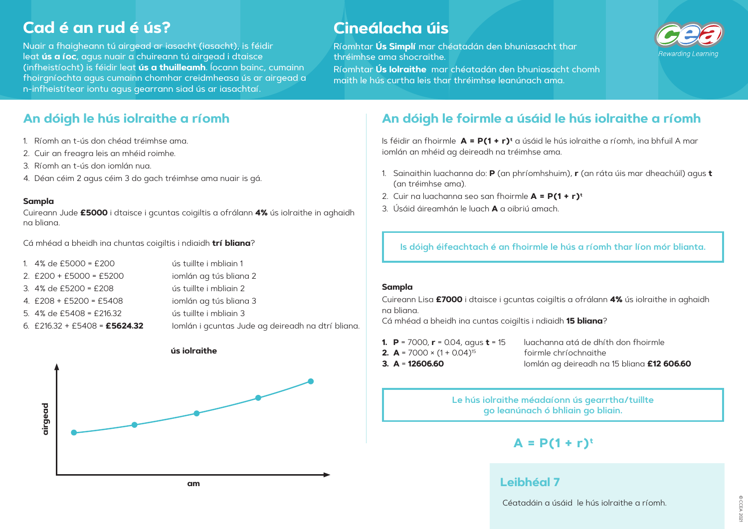# Cad é an rud é ús?

Nuair a fhaigheann tú airgead ar iasacht (iasacht), is féidir leat **ús a íoc**, agus nuair a chuireann tú airgead i dtaisce (infheistíocht) is féidir leat **ús a thuilleamh**. Íocann bainc, cumainn fhoirgníochta agus cumainn chomhar creidmheasa ús ar airgead a n-infheistítear iontu agus gearrann siad ús ar iasachtaí.

# Cineálacha úis

Ríomhtar **Ús Simplí** mar chéatadán den bhuniasacht thar thréimhse ama shocraithe.

Ríomhtar **Ús Iolraithe** mar chéatadán den bhuniasacht chomh maith le hús curtha leis thar thréimhse leanúnach ama.

## An dóigh le hús iolraithe a ríomh

1. Ríomh an t-ús don chéad tréimhse ama.
2. Cuir an freagra leis an mhéid roimhe.
3. Ríomh an t-ús don iomlán nua.
4. Déan céim 2 agus céim 3 do gach tréimhse ama nuair is gá.

**Sampla**

Cuireann Jude **£5000** i dtaisce i gcuntas coigiltis a ofrálann **4%** ús iolraithe in aghaidh na bliana.

Cá mhéad a bheidh ina chuntas coigiltis i ndiaidh **trí bliana**?

| | |
|---|---|
| 1. 4% de £5000 = £200 | ús tuillte i mbliain 1 |
| 2. £200 + £5000 = £5200 | iomlán ag tús bliana 2 |
| 3. 4% de £5200 = £208 | ús tuillte i mbliain 2 |
| 4. £208 + £5200 = £5408 | iomlán ag tús bliana 3 |
| 5. 4% de £5408 = £216.32 | ús tuillte i mbliain 3 |
| 6. £216.32 + £5408 = **£5624.32** | Iomlán i gcuntas Jude ag deireadh na dtrí bliana. |

**ús iolraithe**

airgead

am

## An dóigh le foirmle a úsáid le hús iolraithe a ríomh

Is féidir an fhoirmle **$A = P(1 + r)^t$** a úsáid le hús iolraithe a ríomh, ina bhfuil A mar iomlán an mhéid ag deireadh na tréimhse ama.

1. Sainaithin luachanna do: **P** (an phríomhshuim), **r** (an ráta úis mar dheachúil) agus **t** (an tréimhse ama).
2. Cuir na luachanna seo san fhoirmle **$A = P(1 + r)^t$**
3. Úsáid áireamhán le luach **A** a oibriú amach.

> Is dóigh éifeachtach é an fhoirmle le hús a ríomh thar líon mór blianta.

**Sampla**

Cuireann Lisa **£7000** i dtaisce i gcuntas coigiltis a ofrálann **4%** ús iolraithe in aghaidh na bliana.
Cá mhéad a bheidh ina cuntas coigiltis i ndiaidh **15 bliana**?

| | |
|---|---|
| **1.** **P** = 7000, **r** = 0.04, agus **t** = 15 | luachanna atá de dhíth don fhoirmle |
| **2.** **A** = $7000 \times (1 + 0.04)^{15}$ | foirmle chríochnaithe |
| **3.** **A** = **12606.60** | Iomlán ag deireadh na 15 bliana **£12 606.60** |

> Le hús iolraithe méadaíonn ús gearrtha/tuillte go leanúnach ó bhliain go bliain.

$$A = P(1 + r)^t$$

## Leibhéal 7

Céatadáin a úsáid le hús iolraithe a ríomh.